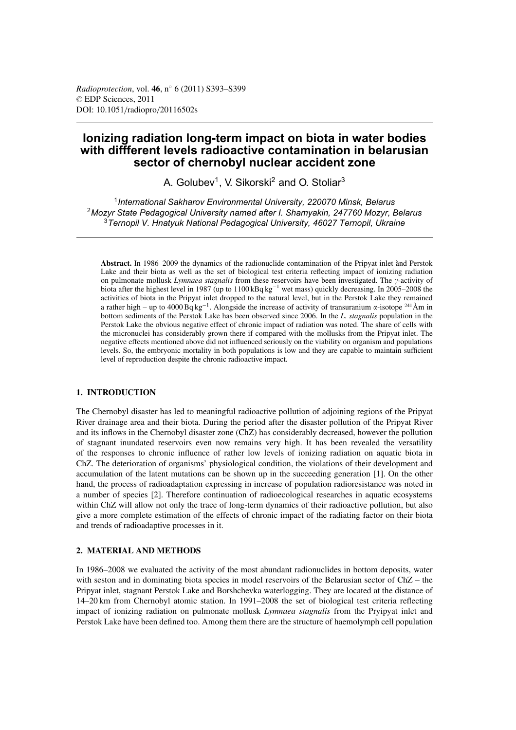# Ionizing radiation long-term impact on biota in water bodies with diffferent levels radioactive contamination in belarusian sector of chernobyl nuclear accident zone

A. Golubev[1], V. Sikorski[2] and O. Stoliar[3]

[1]*International Sakharov Environmental University, 220070 Minsk, Belarus*
[2]*Mozyr State Pedagogical University named after I. Shamyakin, 247760 Mozyr, Belarus*
[3]*Ternopil V. Hnatyuk National Pedagogical University, 46027 Ternopil, Ukraine*

**Abstract.** In 1986–2009 the dynamics of the radionuclide contamination of the Pripyat inlet ànd Perstok Lake and their biota as well as the set of biological test criteria reflecting impact of ionizing radiation on pulmonate mollusk *Lymnaea stagnalis* from these reservoirs have been investigated. The $\gamma$-activity of biota after the highest level in 1987 (up to 1100 kBq kg$^{-1}$ wet mass) quickly decreasing. In 2005–2008 the activities of biota in the Pripyat inlet dropped to the natural level, but in the Perstok Lake they remained a rather high – up to 4000 Bq kg$^{-1}$. Alongside the increase of activity of transuranium $\alpha$-isotope $^{241}$Àm in bottom sediments of the Perstok Lake has been observed since 2006. In the *L. stagnalis* population in the Perstok Lake the obvious negative effect of chronic impact of radiation was noted. The share of cells with the micronuclei has considerably grown there if compared with the mollusks from the Pripyat inlet. The negative effects mentioned above did not influenced seriously on the viability on organism and populations levels. So, the embryonic mortality in both populations is low and they are capable to maintain sufficient level of reproduction despite the chronic radioactive impact.

## 1. INTRODUCTION

The Chernobyl disaster has led to meaningful radioactive pollution of adjoining regions of the Pripyat River drainage area and their biota. During the period after the disaster pollution of the Pripyat River and its inflows in the Chernobyl disaster zone (ChZ) has considerably decreased, however the pollution of stagnant inundated reservoirs even now remains very high. It has been revealed the versatility of the responses to chronic influence of rather low levels of ionizing radiation on aquatic biota in ChZ. The deterioration of organisms' physiological condition, the violations of their development and accumulation of the latent mutations can be shown up in the succeeding generation [1]. On the other hand, the process of radioadaptation expressing in increase of population radioresistance was noted in a number of species [2]. Therefore continuation of radioecological researches in aquatic ecosystems within ChZ will allow not only the trace of long-term dynamics of their radioactive pollution, but also give a more complete estimation of the effects of chronic impact of the radiating factor on their biota and trends of radioadaptive processes in it.

## 2. MATERIAL AND METHODS

In 1986–2008 we evaluated the activity of the most abundant radionuclides in bottom deposits, water with seston and in dominating biota species in model reservoirs of the Belarusian sector of ChZ – the Pripyat inlet, stagnant Perstok Lake and Borshchevka waterlogging. They are located at the distance of 14–20 km from Chernobyl atomic station. In 1991–2008 the set of biological test criteria reflecting impact of ionizing radiation on pulmonate mollusk *Lymnaea stagnalis* from the Pryipyat inlet and Perstok Lake have been defined too. Among them there are the structure of haemolymph cell population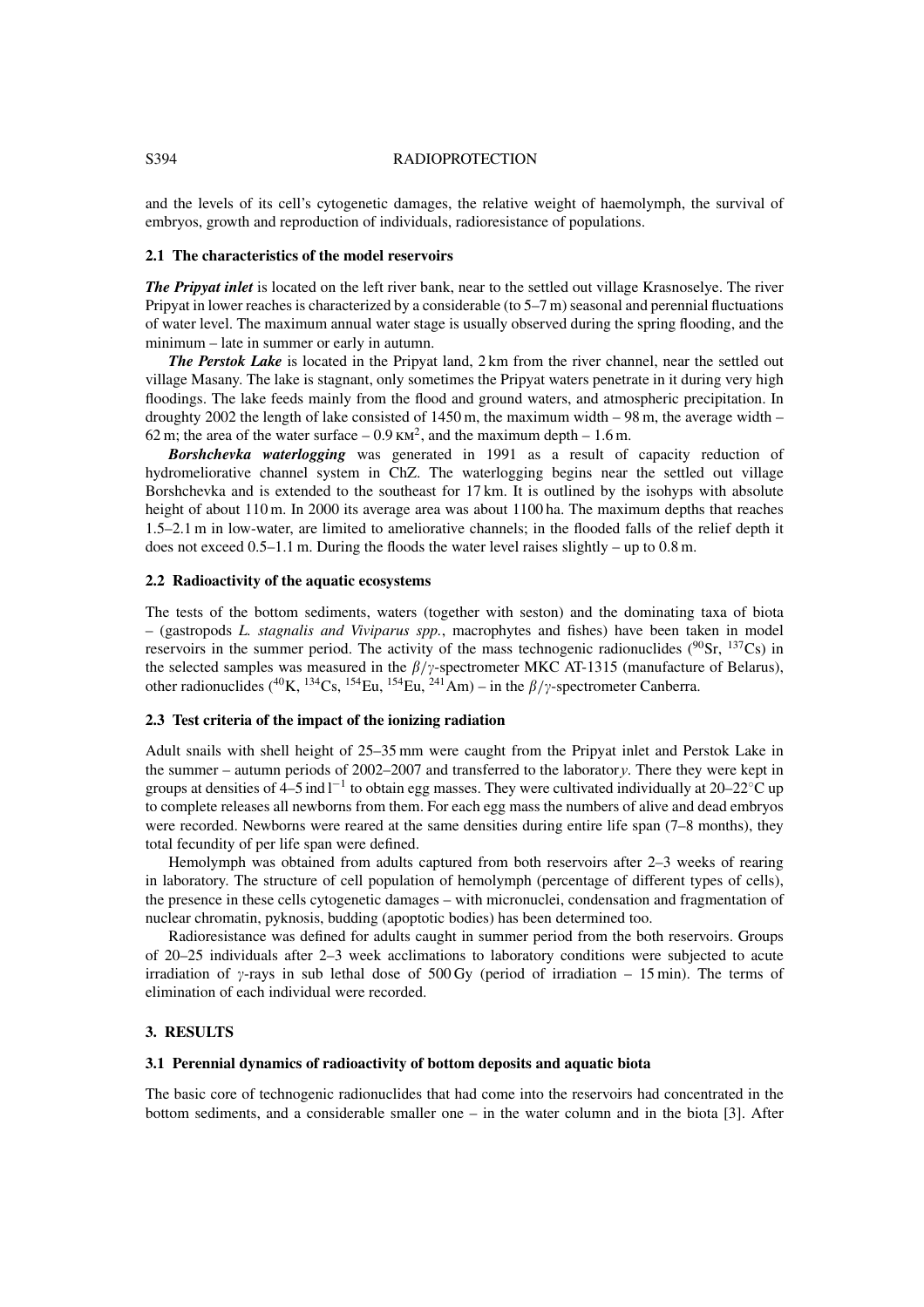and the levels of its cell's cytogenetic damages, the relative weight of haemolymph, the survival of embryos, growth and reproduction of individuals, radioresistance of populations.

### 2.1 The characteristics of the model reservoirs

***The Pripyat inlet*** is located on the left river bank, near to the settled out village Krasnoselye. The river Pripyat in lower reaches is characterized by a considerable (to 5–7 m) seasonal and perennial fluctuations of water level. The maximum annual water stage is usually observed during the spring flooding, and the minimum – late in summer or early in autumn.

***The Perstok Lake*** is located in the Pripyat land, 2 km from the river channel, near the settled out village Masany. The lake is stagnant, only sometimes the Pripyat waters penetrate in it during very high floodings. The lake feeds mainly from the flood and ground waters, and atmospheric precipitation. In droughty 2002 the length of lake consisted of 1450 m, the maximum width – 98 m, the average width – 62 m; the area of the water surface – 0.9 км$^2$, and the maximum depth – 1.6 m.

***Borshchevka waterlogging*** was generated in 1991 as a result of capacity reduction of hydromeliorative channel system in ChZ. The waterlogging begins near the settled out village Borshchevka and is extended to the southeast for 17 km. It is outlined by the isohyps with absolute height of about 110 m. In 2000 its average area was about 1100 ha. The maximum depths that reaches 1.5–2.1 m in low-water, are limited to ameliorative channels; in the flooded falls of the relief depth it does not exceed 0.5–1.1 m. During the floods the water level raises slightly – up to 0.8 m.

### 2.2 Radioactivity of the aquatic ecosystems

The tests of the bottom sediments, waters (together with seston) and the dominating taxa of biota – (gastropods *L. stagnalis and Viviparus spp.*, macrophytes and fishes) have been taken in model reservoirs in the summer period. The activity of the mass technogenic radionuclides ($^{90}$Sr, $^{137}$Cs) in the selected samples was measured in the $\beta/\gamma$-spectrometer MKC AT-1315 (manufacture of Belarus), other radionuclides ($^{40}$K, $^{134}$Cs, $^{154}$Eu, $^{154}$Eu, $^{241}$Am) – in the $\beta/\gamma$-spectrometer Canberra.

### 2.3 Test criteria of the impact of the ionizing radiation

Adult snails with shell height of 25–35 mm were caught from the Pripyat inlet and Perstok Lake in the summer – autumn periods of 2002–2007 and transferred to the laboratory. There they were kept in groups at densities of 4–5 ind l$^{-1}$ to obtain egg masses. They were cultivated individually at 20–22°C up to complete releases all newborns from them. For each egg mass the numbers of alive and dead embryos were recorded. Newborns were reared at the same densities during entire life span (7–8 months), they total fecundity of per life span were defined.

Hemolymph was obtained from adults captured from both reservoirs after 2–3 weeks of rearing in laboratory. The structure of cell population of hemolymph (percentage of different types of cells), the presence in these cells cytogenetic damages – with micronuclei, condensation and fragmentation of nuclear chromatin, pyknosis, budding (apoptotic bodies) has been determined too.

Radioresistance was defined for adults caught in summer period from the both reservoirs. Groups of 20–25 individuals after 2–3 week acclimations to laboratory conditions were subjected to acute irradiation of $\gamma$-rays in sub lethal dose of 500 Gy (period of irradiation – 15 min). The terms of elimination of each individual were recorded.

## 3. RESULTS

### 3.1 Perennial dynamics of radioactivity of bottom deposits and aquatic biota

The basic core of technogenic radionuclides that had come into the reservoirs had concentrated in the bottom sediments, and a considerable smaller one – in the water column and in the biota [3]. After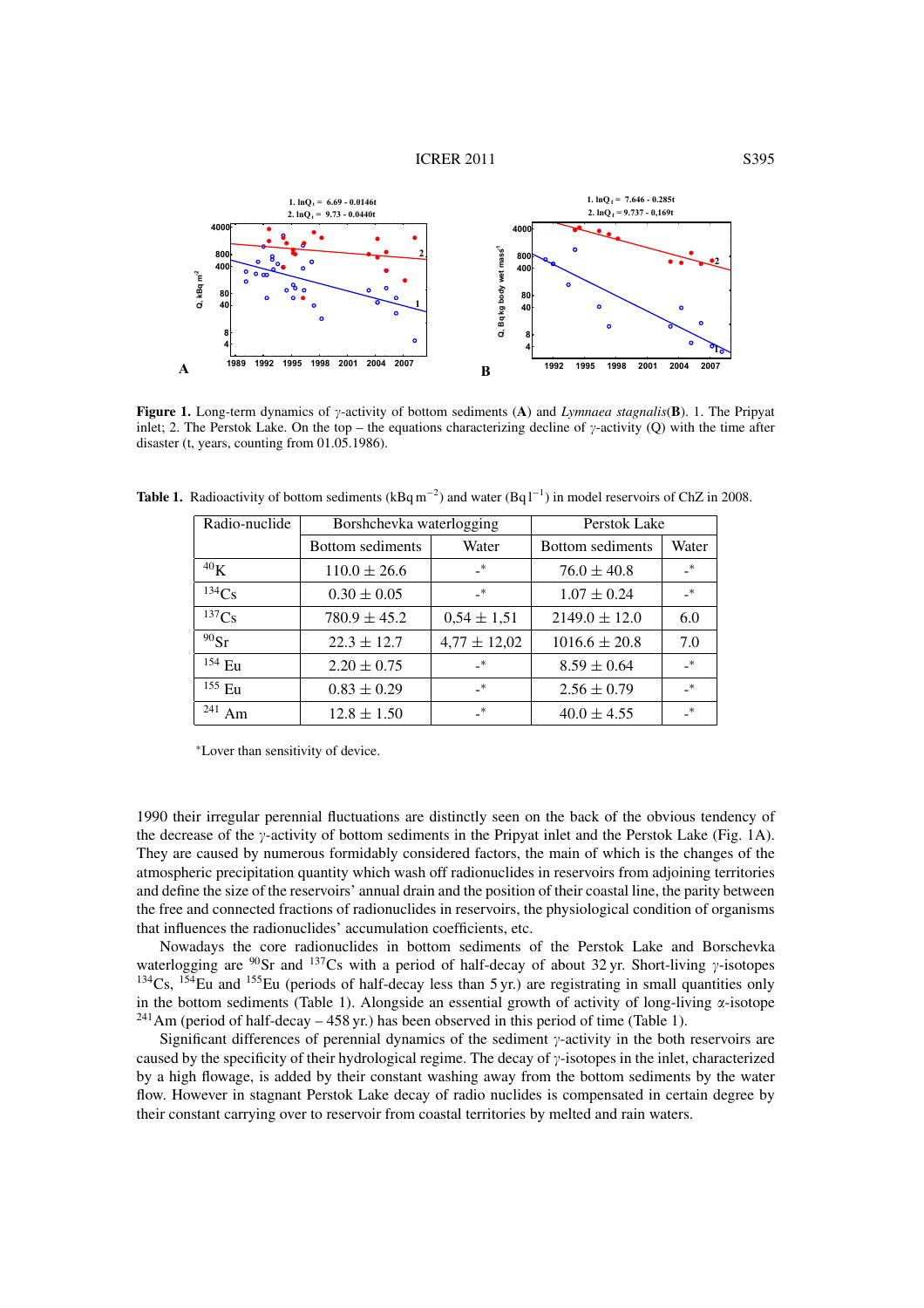**Figure 1.** Long-term dynamics of $\gamma$-activity of bottom sediments (**A**) and *Lymnaea stagnalis*(**B**). 1. The Pripyat inlet; 2. The Perstok Lake. On the top – the equations characterizing decline of $\gamma$-activity (Q) with the time after disaster (t, years, counting from 01.05.1986).

**Table 1.** Radioactivity of bottom sediments ($kBq\,m^{-2}$) and water ($Bq\,l^{-1}$) in model reservoirs of ChZ in 2008.

| Radio-nuclide | Borshchevka waterlogging | | Perstok Lake | |
|---|---|---|---|---|
| | Bottom sediments | Water | Bottom sediments | Water |
| $^{40}K$ | 110.0 ± 26.6 | -* | 76.0 ± 40.8 | -* |
| $^{134}Cs$ | 0.30 ± 0.05 | -* | 1.07 ± 0.24 | -* |
| $^{137}Cs$ | 780.9 ± 45.2 | 0,54 ± 1,51 | 2149.0 ± 12.0 | 6.0 |
| $^{90}Sr$ | 22.3 ± 12.7 | 4,77 ± 12,02 | 1016.6 ± 20.8 | 7.0 |
| $^{154}Eu$ | 2.20 ± 0.75 | -* | 8.59 ± 0.64 | -* |
| $^{155}Eu$ | 0.83 ± 0.29 | -* | 2.56 ± 0.79 | -* |
| $^{241}Am$ | 12.8 ± 1.50 | -* | 40.0 ± 4.55 | -* |

*Lover than sensitivity of device.

1990 their irregular perennial fluctuations are distinctly seen on the back of the obvious tendency of the decrease of the $\gamma$-activity of bottom sediments in the Pripyat inlet and the Perstok Lake (Fig. 1A). They are caused by numerous formidably considered factors, the main of which is the changes of the atmospheric precipitation quantity which wash off radionuclides in reservoirs from adjoining territories and define the size of the reservoirs' annual drain and the position of their coastal line, the parity between the free and connected fractions of radionuclides in reservoirs, the physiological condition of organisms that influences the radionuclides' accumulation coefficients, etc.

Nowadays the core radionuclides in bottom sediments of the Perstok Lake and Borschevka waterlogging are $^{90}Sr$ and $^{137}Cs$ with a period of half-decay of about 32 yr. Short-living $\gamma$-isotopes $^{134}Cs$, $^{154}Eu$ and $^{155}Eu$ (periods of half-decay less than 5 yr.) are registrating in small quantities only in the bottom sediments (Table 1). Alongside an essential growth of activity of long-living $\alpha$-isotope $^{241}Am$ (period of half-decay – 458 yr.) has been observed in this period of time (Table 1).

Significant differences of perennial dynamics of the sediment $\gamma$-activity in the both reservoirs are caused by the specificity of their hydrological regime. The decay of $\gamma$-isotopes in the inlet, characterized by a high flowage, is added by their constant washing away from the bottom sediments by the water flow. However in stagnant Perstok Lake decay of radio nuclides is compensated in certain degree by their constant carrying over to reservoir from coastal territories by melted and rain waters.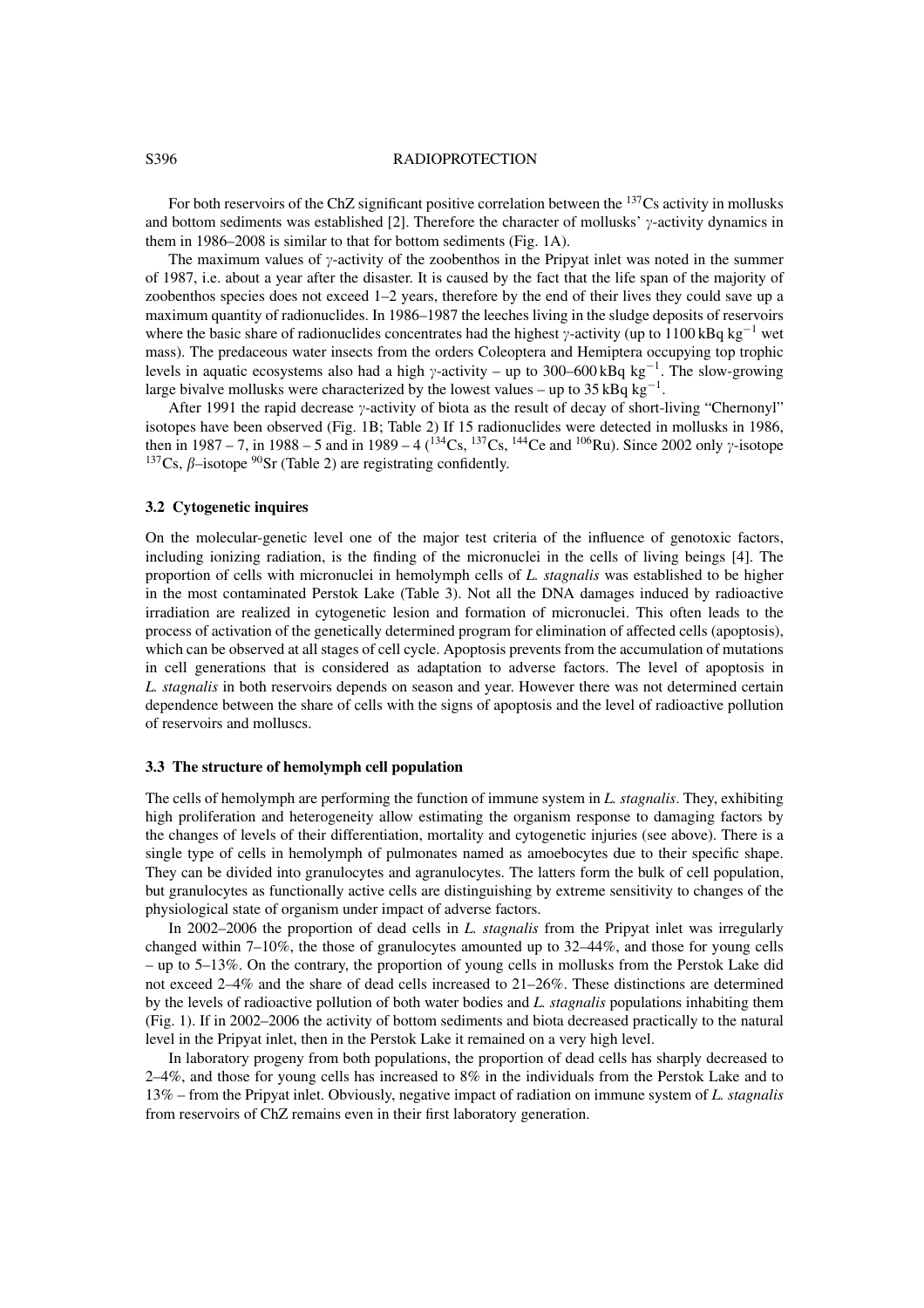For both reservoirs of the ChZ significant positive correlation between the $^{137}$Cs activity in mollusks and bottom sediments was established [2]. Therefore the character of mollusks' $\gamma$-activity dynamics in them in 1986–2008 is similar to that for bottom sediments (Fig. 1A).

The maximum values of $\gamma$-activity of the zoobenthos in the Pripyat inlet was noted in the summer of 1987, i.e. about a year after the disaster. It is caused by the fact that the life span of the majority of zoobenthos species does not exceed 1–2 years, therefore by the end of their lives they could save up a maximum quantity of radionuclides. In 1986–1987 the leeches living in the sludge deposits of reservoirs where the basic share of radionuclides concentrates had the highest $\gamma$-activity (up to 1100 kBq kg$^{-1}$ wet mass). The predaceous water insects from the orders Coleoptera and Hemiptera occupying top trophic levels in aquatic ecosystems also had a high $\gamma$-activity – up to 300–600 kBq kg$^{-1}$. The slow-growing large bivalve mollusks were characterized by the lowest values – up to 35 kBq kg$^{-1}$.

After 1991 the rapid decrease $\gamma$-activity of biota as the result of decay of short-living "Chernonyl" isotopes have been observed (Fig. 1B; Table 2) If 15 radionuclides were detected in mollusks in 1986, then in 1987 – 7, in 1988 – 5 and in 1989 – 4 ($^{134}$Cs, $^{137}$Cs, $^{144}$Ce and $^{106}$Ru). Since 2002 only $\gamma$-isotope $^{137}$Cs, $\beta$–isotope $^{90}$Sr (Table 2) are registrating confidently.

### 3.2 Cytogenetic inquires

On the molecular-genetic level one of the major test criteria of the influence of genotoxic factors, including ionizing radiation, is the finding of the micronuclei in the cells of living beings [4]. The proportion of cells with micronuclei in hemolymph cells of *L. stagnalis* was established to be higher in the most contaminated Perstok Lake (Table 3). Not all the DNA damages induced by radioactive irradiation are realized in cytogenetic lesion and formation of micronuclei. This often leads to the process of activation of the genetically determined program for elimination of affected cells (apoptosis), which can be observed at all stages of cell cycle. Apoptosis prevents from the accumulation of mutations in cell generations that is considered as adaptation to adverse factors. The level of apoptosis in *L. stagnalis* in both reservoirs depends on season and year. However there was not determined certain dependence between the share of cells with the signs of apoptosis and the level of radioactive pollution of reservoirs and molluscs.

### 3.3 The structure of hemolymph cell population

The cells of hemolymph are performing the function of immune system in *L. stagnalis*. They, exhibiting high proliferation and heterogeneity allow estimating the organism response to damaging factors by the changes of levels of their differentiation, mortality and cytogenetic injuries (see above). There is a single type of cells in hemolymph of pulmonates named as amoebocytes due to their specific shape. They can be divided into granulocytes and agranulocytes. The latters form the bulk of cell population, but granulocytes as functionally active cells are distinguishing by extreme sensitivity to changes of the physiological state of organism under impact of adverse factors.

In 2002–2006 the proportion of dead cells in *L. stagnalis* from the Pripyat inlet was irregularly changed within 7–10%, the those of granulocytes amounted up to 32–44%, and those for young cells – up to 5–13%. On the contrary, the proportion of young cells in mollusks from the Perstok Lake did not exceed 2–4% and the share of dead cells increased to 21–26%. These distinctions are determined by the levels of radioactive pollution of both water bodies and *L. stagnalis* populations inhabiting them (Fig. 1). If in 2002–2006 the activity of bottom sediments and biota decreased practically to the natural level in the Pripyat inlet, then in the Perstok Lake it remained on a very high level.

In laboratory progeny from both populations, the proportion of dead cells has sharply decreased to 2–4%, and those for young cells has increased to 8% in the individuals from the Perstok Lake and to 13% – from the Pripyat inlet. Obviously, negative impact of radiation on immune system of *L. stagnalis* from reservoirs of ChZ remains even in their first laboratory generation.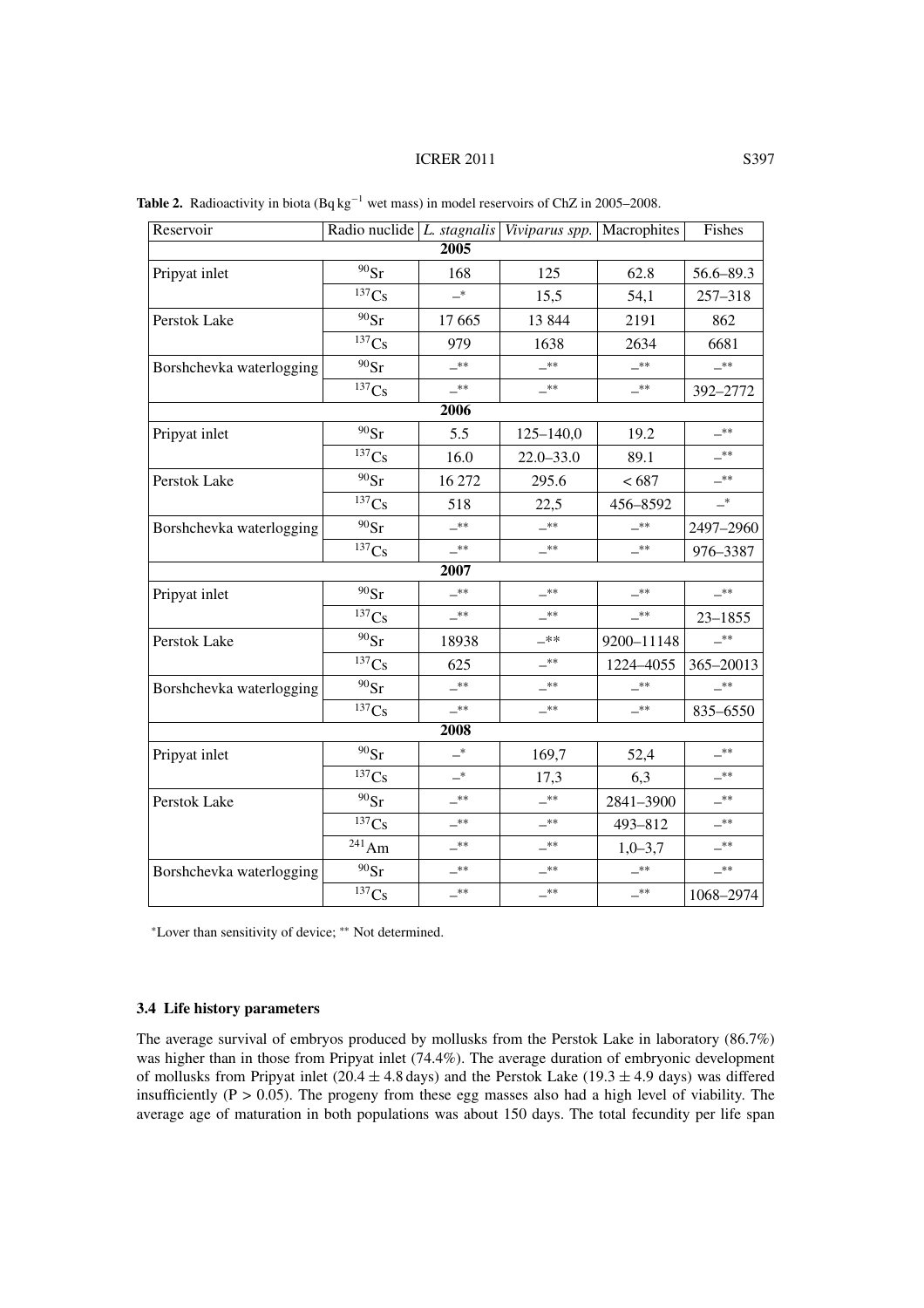**Table 2.** Radioactivity in biota (Bq kg$^{-1}$ wet mass) in model reservoirs of ChZ in 2005–2008.

| Reservoir | Radio nuclide | *L. stagnalis* | *Viviparus spp.* | Macrophites | Fishes |
|---|---|---|---|---|---|
| **2005** | | | | | |
| Pripyat inlet | $^{90}$Sr | 168 | 125 | 62.8 | 56.6–89.3 |
| | $^{137}$Cs | –* | 15,5 | 54,1 | 257–318 |
| Perstok Lake | $^{90}$Sr | 17 665 | 13 844 | 2191 | 862 |
| | $^{137}$Cs | 979 | 1638 | 2634 | 6681 |
| Borshchevka waterlogging | $^{90}$Sr | –** | –** | –** | –** |
| | $^{137}$Cs | –** | –** | –** | 392–2772 |
| **2006** | | | | | |
| Pripyat inlet | $^{90}$Sr | 5.5 | 125–140,0 | 19.2 | –** |
| | $^{137}$Cs | 16.0 | 22.0–33.0 | 89.1 | –** |
| Perstok Lake | $^{90}$Sr | 16 272 | 295.6 | < 687 | –** |
| | $^{137}$Cs | 518 | 22,5 | 456–8592 | –* |
| Borshchevka waterlogging | $^{90}$Sr | –** | –** | –** | 2497–2960 |
| | $^{137}$Cs | –** | –** | –** | 976–3387 |
| **2007** | | | | | |
| Pripyat inlet | $^{90}$Sr | –** | –** | –** | –** |
| | $^{137}$Cs | –** | –** | –** | 23–1855 |
| Perstok Lake | $^{90}$Sr | 18938 | –** | 9200–11148 | –** |
| | $^{137}$Cs | 625 | –** | 1224–4055 | 365–20013 |
| Borshchevka waterlogging | $^{90}$Sr | –** | –** | –** | –** |
| | $^{137}$Cs | –** | –** | –** | 835–6550 |
| **2008** | | | | | |
| Pripyat inlet | $^{90}$Sr | –* | 169,7 | 52,4 | –** |
| | $^{137}$Cs | –* | 17,3 | 6,3 | –** |
| Perstok Lake | $^{90}$Sr | –** | –** | 2841–3900 | –** |
| | $^{137}$Cs | –** | –** | 493–812 | –** |
| | $^{241}$Am | –** | –** | 1,0–3,7 | –** |
| Borshchevka waterlogging | $^{90}$Sr | –** | –** | –** | –** |
| | $^{137}$Cs | –** | –** | –** | 1068–2974 |

*Lover than sensitivity of device; ** Not determined.

### 3.4 Life history parameters

The average survival of embryos produced by mollusks from the Perstok Lake in laboratory (86.7%) was higher than in those from Pripyat inlet (74.4%). The average duration of embryonic development of mollusks from Pripyat inlet (20.4 ± 4.8 days) and the Perstok Lake (19.3 ± 4.9 days) was differed insufficiently ($P > 0.05$). The progeny from these egg masses also had a high level of viability. The average age of maturation in both populations was about 150 days. The total fecundity per life span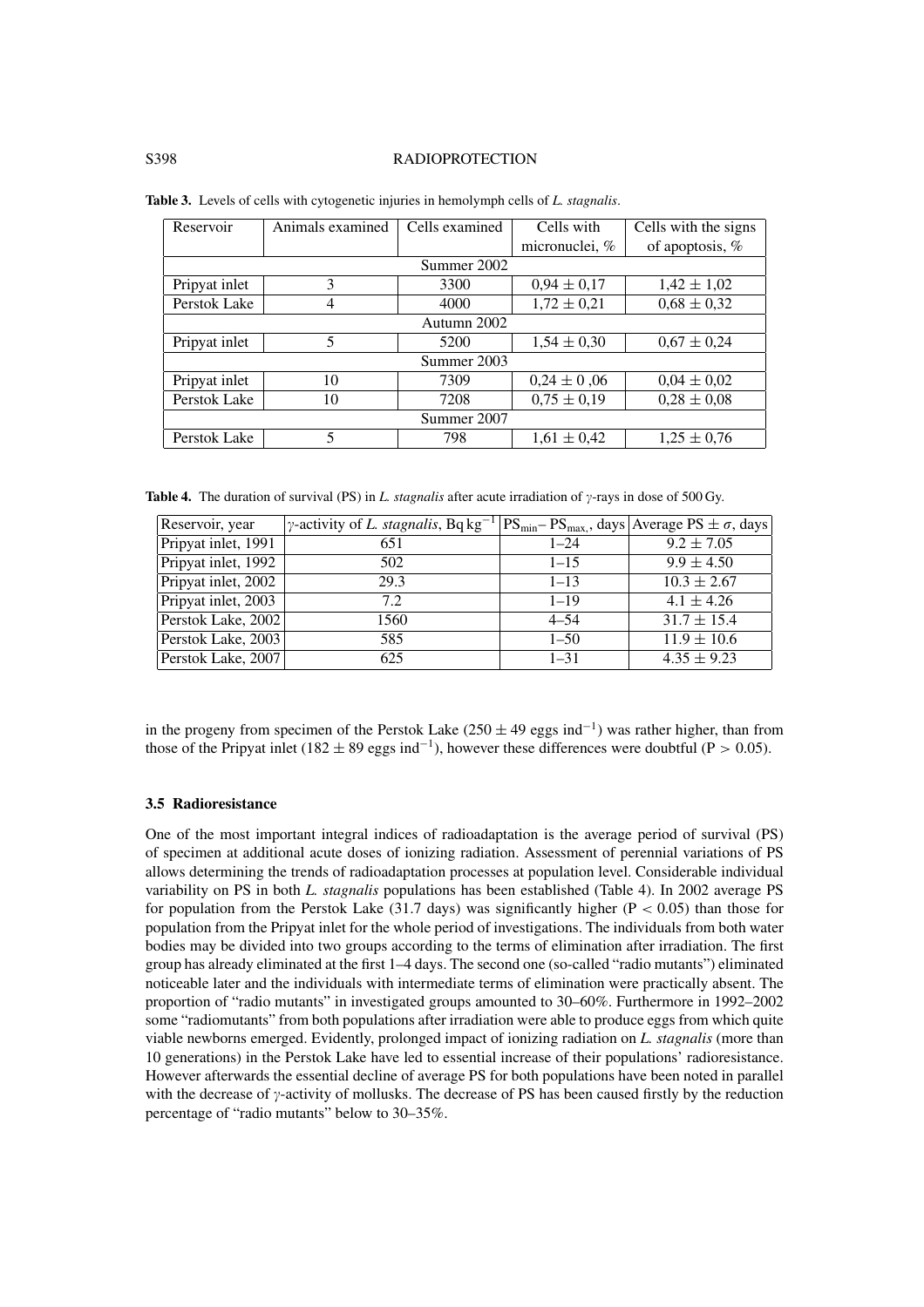**Table 3.** Levels of cells with cytogenetic injuries in hemolymph cells of *L. stagnalis*.

| Reservoir | Animals examined | Cells examined | Cells with micronuclei, % | Cells with the signs of apoptosis, % |
|---|---|---|---|---|
| Summer 2002 | | | | |
| Pripyat inlet | 3 | 3300 | 0,94 ± 0,17 | 1,42 ± 1,02 |
| Perstok Lake | 4 | 4000 | 1,72 ± 0,21 | 0,68 ± 0,32 |
| Autumn 2002 | | | | |
| Pripyat inlet | 5 | 5200 | 1,54 ± 0,30 | 0,67 ± 0,24 |
| Summer 2003 | | | | |
| Pripyat inlet | 10 | 7309 | 0,24 ± 0 ,06 | 0,04 ± 0,02 |
| Perstok Lake | 10 | 7208 | 0,75 ± 0,19 | 0,28 ± 0,08 |
| Summer 2007 | | | | |
| Perstok Lake | 5 | 798 | 1,61 ± 0,42 | 1,25 ± 0,76 |

**Table 4.** The duration of survival (PS) in *L. stagnalis* after acute irradiation of $\gamma$-rays in dose of 500 Gy.

| Reservoir, year | $\gamma$-activity of *L. stagnalis*, Bq kg$^{-1}$ | $PS_{min}$– $PS_{max}$, days | Average PS ± $\sigma$, days |
|---|---|---|---|
| Pripyat inlet, 1991 | 651 | 1–24 | 9.2 ± 7.05 |
| Pripyat inlet, 1992 | 502 | 1–15 | 9.9 ± 4.50 |
| Pripyat inlet, 2002 | 29.3 | 1–13 | 10.3 ± 2.67 |
| Pripyat inlet, 2003 | 7.2 | 1–19 | 4.1 ± 4.26 |
| Perstok Lake, 2002 | 1560 | 4–54 | 31.7 ± 15.4 |
| Perstok Lake, 2003 | 585 | 1–50 | 11.9 ± 10.6 |
| Perstok Lake, 2007 | 625 | 1–31 | 4.35 ± 9.23 |

in the progeny from specimen of the Perstok Lake (250 ± 49 eggs ind$^{-1}$) was rather higher, than from those of the Pripyat inlet (182 ± 89 eggs ind$^{-1}$), however these differences were doubtful ($P > 0.05$).

### 3.5 Radioresistance

One of the most important integral indices of radioadaptation is the average period of survival (PS) of specimen at additional acute doses of ionizing radiation. Assessment of perennial variations of PS allows determining the trends of radioadaptation processes at population level. Considerable individual variability on PS in both *L. stagnalis* populations has been established (Table 4). In 2002 average PS for population from the Perstok Lake (31.7 days) was significantly higher ($P < 0.05$) than those for population from the Pripyat inlet for the whole period of investigations. The individuals from both water bodies may be divided into two groups according to the terms of elimination after irradiation. The first group has already eliminated at the first 1–4 days. The second one (so-called "radio mutants") eliminated noticeable later and the individuals with intermediate terms of elimination were practically absent. The proportion of "radio mutants" in investigated groups amounted to 30–60%. Furthermore in 1992–2002 some "radiomutants" from both populations after irradiation were able to produce eggs from which quite viable newborns emerged. Evidently, prolonged impact of ionizing radiation on *L. stagnalis* (more than 10 generations) in the Perstok Lake have led to essential increase of their populations' radioresistance. However afterwards the essential decline of average PS for both populations have been noted in parallel with the decrease of $\gamma$-activity of mollusks. The decrease of PS has been caused firstly by the reduction percentage of "radio mutants" below to 30–35%.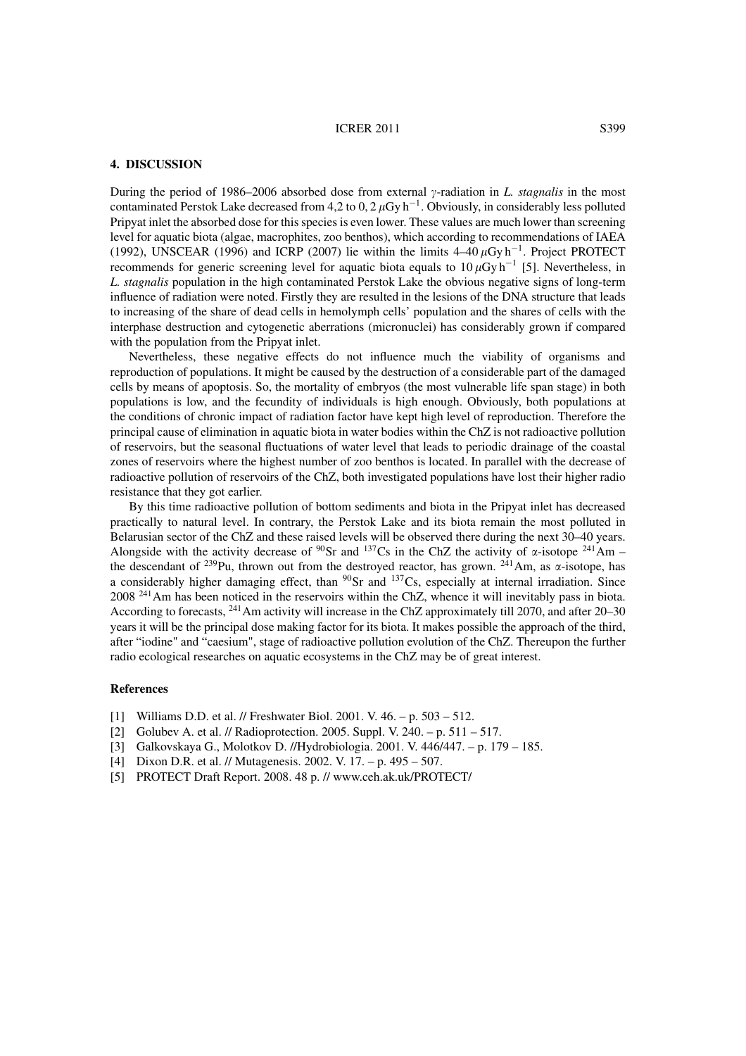## 4. DISCUSSION

During the period of 1986–2006 absorbed dose from external $\gamma$-radiation in *L. stagnalis* in the most contaminated Perstok Lake decreased from 4,2 to 0, 2 $\mu$Gy h$^{-1}$. Obviously, in considerably less polluted Pripyat inlet the absorbed dose for this species is even lower. These values are much lower than screening level for aquatic biota (algae, macrophites, zoo benthos), which according to recommendations of IAEA (1992), UNSCEAR (1996) and ICRP (2007) lie within the limits 4–40 $\mu$Gy h$^{-1}$. Project PROTECT recommends for generic screening level for aquatic biota equals to 10 $\mu$Gy h$^{-1}$ [5]. Nevertheless, in *L. stagnalis* population in the high contaminated Perstok Lake the obvious negative signs of long-term influence of radiation were noted. Firstly they are resulted in the lesions of the DNA structure that leads to increasing of the share of dead cells in hemolymph cells' population and the shares of cells with the interphase destruction and cytogenetic aberrations (micronuclei) has considerably grown if compared with the population from the Pripyat inlet.

Nevertheless, these negative effects do not influence much the viability of organisms and reproduction of populations. It might be caused by the destruction of a considerable part of the damaged cells by means of apoptosis. So, the mortality of embryos (the most vulnerable life span stage) in both populations is low, and the fecundity of individuals is high enough. Obviously, both populations at the conditions of chronic impact of radiation factor have kept high level of reproduction. Therefore the principal cause of elimination in aquatic biota in water bodies within the ChZ is not radioactive pollution of reservoirs, but the seasonal fluctuations of water level that leads to periodic drainage of the coastal zones of reservoirs where the highest number of zoo benthos is located. In parallel with the decrease of radioactive pollution of reservoirs of the ChZ, both investigated populations have lost their higher radio resistance that they got earlier.

By this time radioactive pollution of bottom sediments and biota in the Pripyat inlet has decreased practically to natural level. In contrary, the Perstok Lake and its biota remain the most polluted in Belarusian sector of the ChZ and these raised levels will be observed there during the next 30–40 years. Alongside with the activity decrease of $^{90}$Sr and $^{137}$Cs in the ChZ the activity of $\alpha$-isotope $^{241}$Am – the descendant of $^{239}$Pu, thrown out from the destroyed reactor, has grown. $^{241}$Am, as $\alpha$-isotope, has a considerably higher damaging effect, than $^{90}$Sr and $^{137}$Cs, especially at internal irradiation. Since 2008 $^{241}$Am has been noticed in the reservoirs within the ChZ, whence it will inevitably pass in biota. According to forecasts, $^{241}$Am activity will increase in the ChZ approximately till 2070, and after 20–30 years it will be the principal dose making factor for its biota. It makes possible the approach of the third, after "iodine" and "caesium", stage of radioactive pollution evolution of the ChZ. Thereupon the further radio ecological researches on aquatic ecosystems in the ChZ may be of great interest.

### References

[1] Williams D.D. et al. // Freshwater Biol. 2001. V. 46. – p. 503 – 512.

[2] Golubev A. et al. // Radioprotection. 2005. Suppl. V. 240. – p. 511 – 517.

[3] Galkovskaya G., Molotkov D. //Hydrobiologia. 2001. V. 446/447. – p. 179 – 185.

[4] Dixon D.R. et al. // Mutagenesis. 2002. V. 17. – p. 495 – 507.

[5] PROTECT Draft Report. 2008. 48 p. // www.ceh.ak.uk/PROTECT/